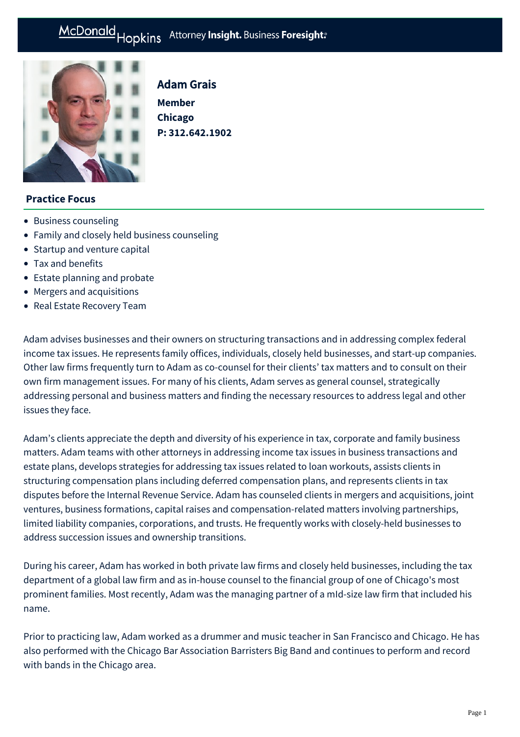# Adam Grais

**Member**
**Chicago**
**P: 312.642.1902**

## Practice Focus

- Business counseling
- Family and closely held business counseling
- Startup and venture capital
- Tax and benefits
- Estate planning and probate
- Mergers and acquisitions
- Real Estate Recovery Team

Adam advises businesses and their owners on structuring transactions and in addressing complex federal income tax issues. He represents family offices, individuals, closely held businesses, and start-up companies. Other law firms frequently turn to Adam as co-counsel for their clients' tax matters and to consult on their own firm management issues. For many of his clients, Adam serves as general counsel, strategically addressing personal and business matters and finding the necessary resources to address legal and other issues they face.

Adam's clients appreciate the depth and diversity of his experience in tax, corporate and family business matters. Adam teams with other attorneys in addressing income tax issues in business transactions and estate plans, develops strategies for addressing tax issues related to loan workouts, assists clients in structuring compensation plans including deferred compensation plans, and represents clients in tax disputes before the Internal Revenue Service. Adam has counseled clients in mergers and acquisitions, joint ventures, business formations, capital raises and compensation-related matters involving partnerships, limited liability companies, corporations, and trusts. He frequently works with closely-held businesses to address succession issues and ownership transitions.

During his career, Adam has worked in both private law firms and closely held businesses, including the tax department of a global law firm and as in-house counsel to the financial group of one of Chicago's most prominent families. Most recently, Adam was the managing partner of a mId-size law firm that included his name.

Prior to practicing law, Adam worked as a drummer and music teacher in San Francisco and Chicago. He has also performed with the Chicago Bar Association Barristers Big Band and continues to perform and record with bands in the Chicago area.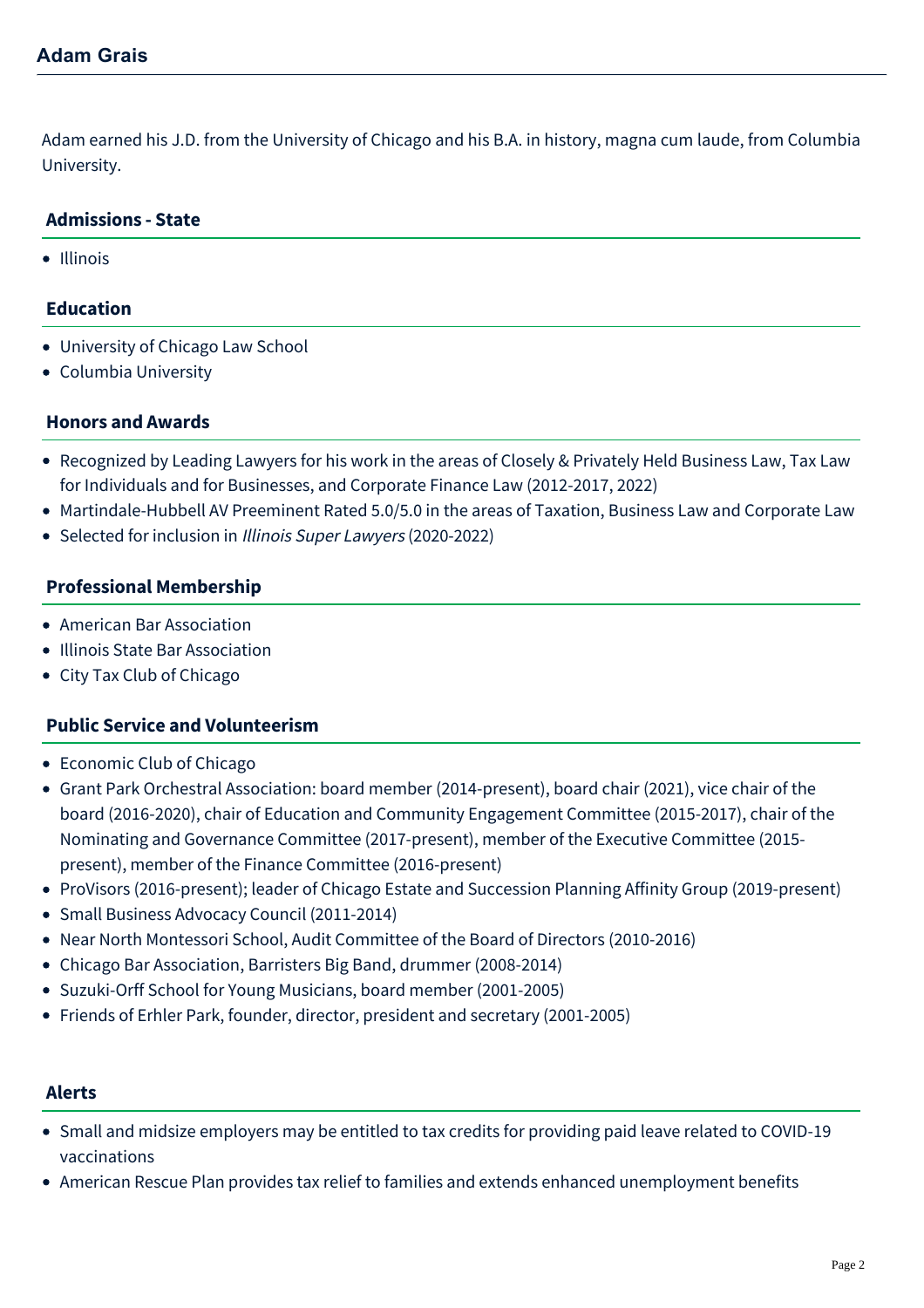Adam earned his J.D. from the University of Chicago and his B.A. in history, magna cum laude, from Columbia University.

## Admissions - State

- Illinois

## Education

- University of Chicago Law School
- Columbia University

## Honors and Awards

- Recognized by Leading Lawyers for his work in the areas of Closely & Privately Held Business Law, Tax Law for Individuals and for Businesses, and Corporate Finance Law (2012-2017, 2022)
- Martindale-Hubbell AV Preeminent Rated 5.0/5.0 in the areas of Taxation, Business Law and Corporate Law
- Selected for inclusion in *Illinois Super Lawyers* (2020-2022)

## Professional Membership

- American Bar Association
- Illinois State Bar Association
- City Tax Club of Chicago

## Public Service and Volunteerism

- Economic Club of Chicago
- Grant Park Orchestral Association: board member (2014-present), board chair (2021), vice chair of the board (2016-2020), chair of Education and Community Engagement Committee (2015-2017), chair of the Nominating and Governance Committee (2017-present), member of the Executive Committee (2015-present), member of the Finance Committee (2016-present)
- ProVisors (2016-present); leader of Chicago Estate and Succession Planning Affinity Group (2019-present)
- Small Business Advocacy Council (2011-2014)
- Near North Montessori School, Audit Committee of the Board of Directors (2010-2016)
- Chicago Bar Association, Barristers Big Band, drummer (2008-2014)
- Suzuki-Orff School for Young Musicians, board member (2001-2005)
- Friends of Erhler Park, founder, director, president and secretary (2001-2005)

## Alerts

- Small and midsize employers may be entitled to tax credits for providing paid leave related to COVID-19 vaccinations
- American Rescue Plan provides tax relief to families and extends enhanced unemployment benefits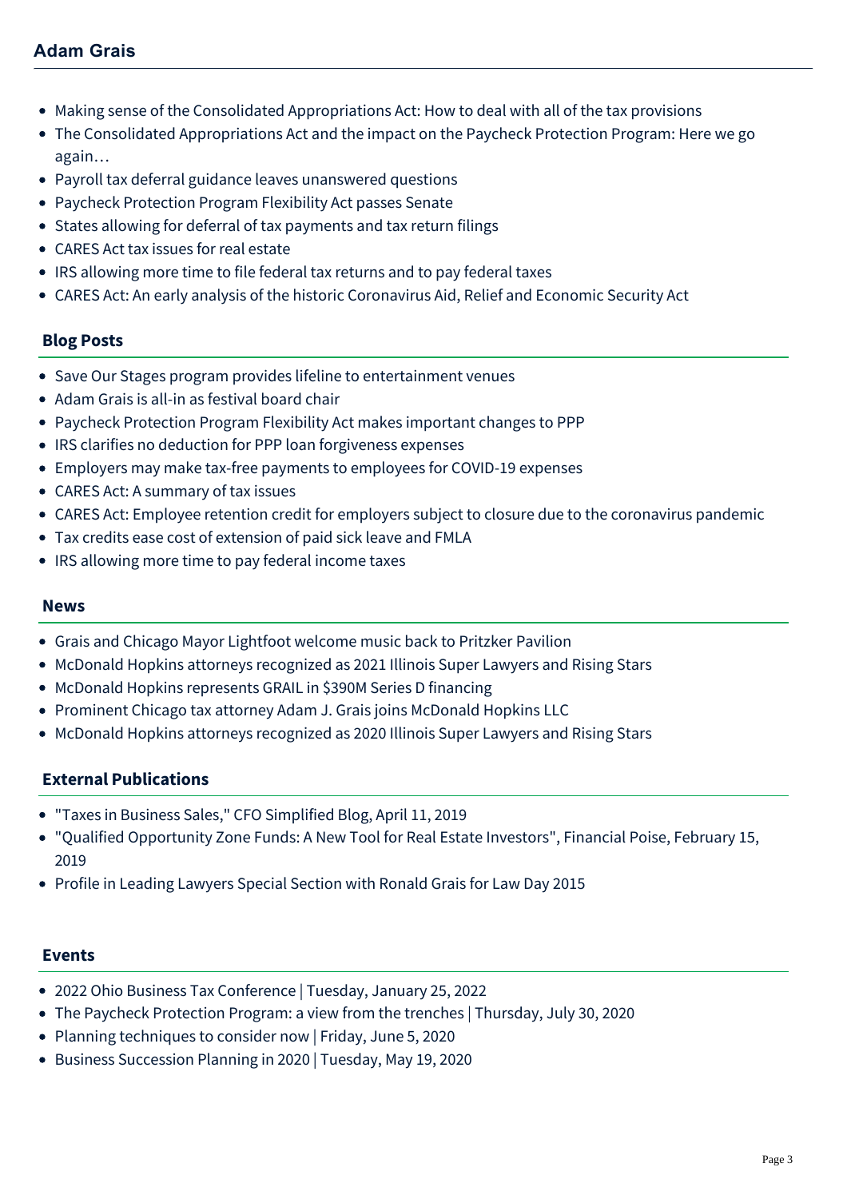- Making sense of the Consolidated Appropriations Act: How to deal with all of the tax provisions
- The Consolidated Appropriations Act and the impact on the Paycheck Protection Program: Here we go again…
- Payroll tax deferral guidance leaves unanswered questions
- Paycheck Protection Program Flexibility Act passes Senate
- States allowing for deferral of tax payments and tax return filings
- CARES Act tax issues for real estate
- IRS allowing more time to file federal tax returns and to pay federal taxes
- CARES Act: An early analysis of the historic Coronavirus Aid, Relief and Economic Security Act

## Blog Posts

- Save Our Stages program provides lifeline to entertainment venues
- Adam Grais is all-in as festival board chair
- Paycheck Protection Program Flexibility Act makes important changes to PPP
- IRS clarifies no deduction for PPP loan forgiveness expenses
- Employers may make tax-free payments to employees for COVID-19 expenses
- CARES Act: A summary of tax issues
- CARES Act: Employee retention credit for employers subject to closure due to the coronavirus pandemic
- Tax credits ease cost of extension of paid sick leave and FMLA
- IRS allowing more time to pay federal income taxes

## News

- Grais and Chicago Mayor Lightfoot welcome music back to Pritzker Pavilion
- McDonald Hopkins attorneys recognized as 2021 Illinois Super Lawyers and Rising Stars
- McDonald Hopkins represents GRAIL in $390M Series D financing
- Prominent Chicago tax attorney Adam J. Grais joins McDonald Hopkins LLC
- McDonald Hopkins attorneys recognized as 2020 Illinois Super Lawyers and Rising Stars

## External Publications

- "Taxes in Business Sales," CFO Simplified Blog, April 11, 2019
- "Qualified Opportunity Zone Funds: A New Tool for Real Estate Investors", Financial Poise, February 15, 2019
- Profile in Leading Lawyers Special Section with Ronald Grais for Law Day 2015

## Events

- 2022 Ohio Business Tax Conference | Tuesday, January 25, 2022
- The Paycheck Protection Program: a view from the trenches | Thursday, July 30, 2020
- Planning techniques to consider now | Friday, June 5, 2020
- Business Succession Planning in 2020 | Tuesday, May 19, 2020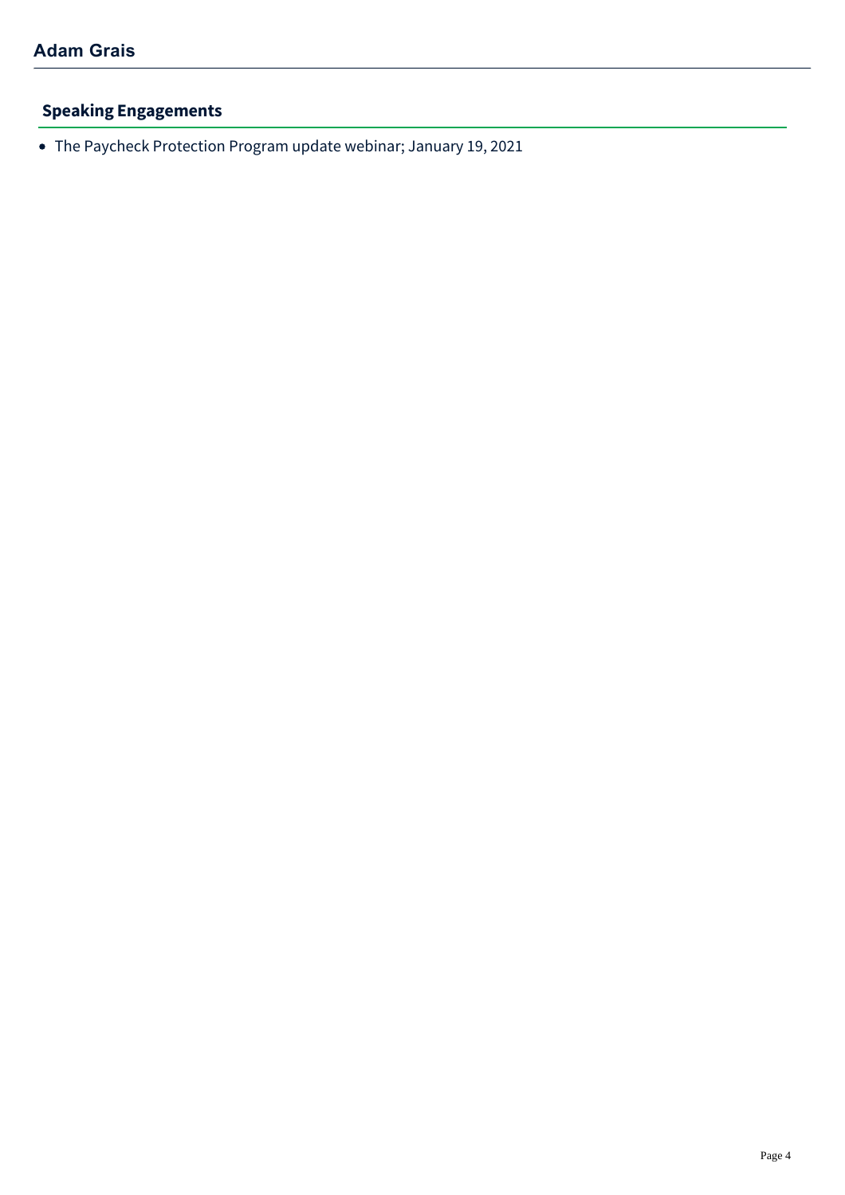## Speaking Engagements

- The Paycheck Protection Program update webinar; January 19, 2021